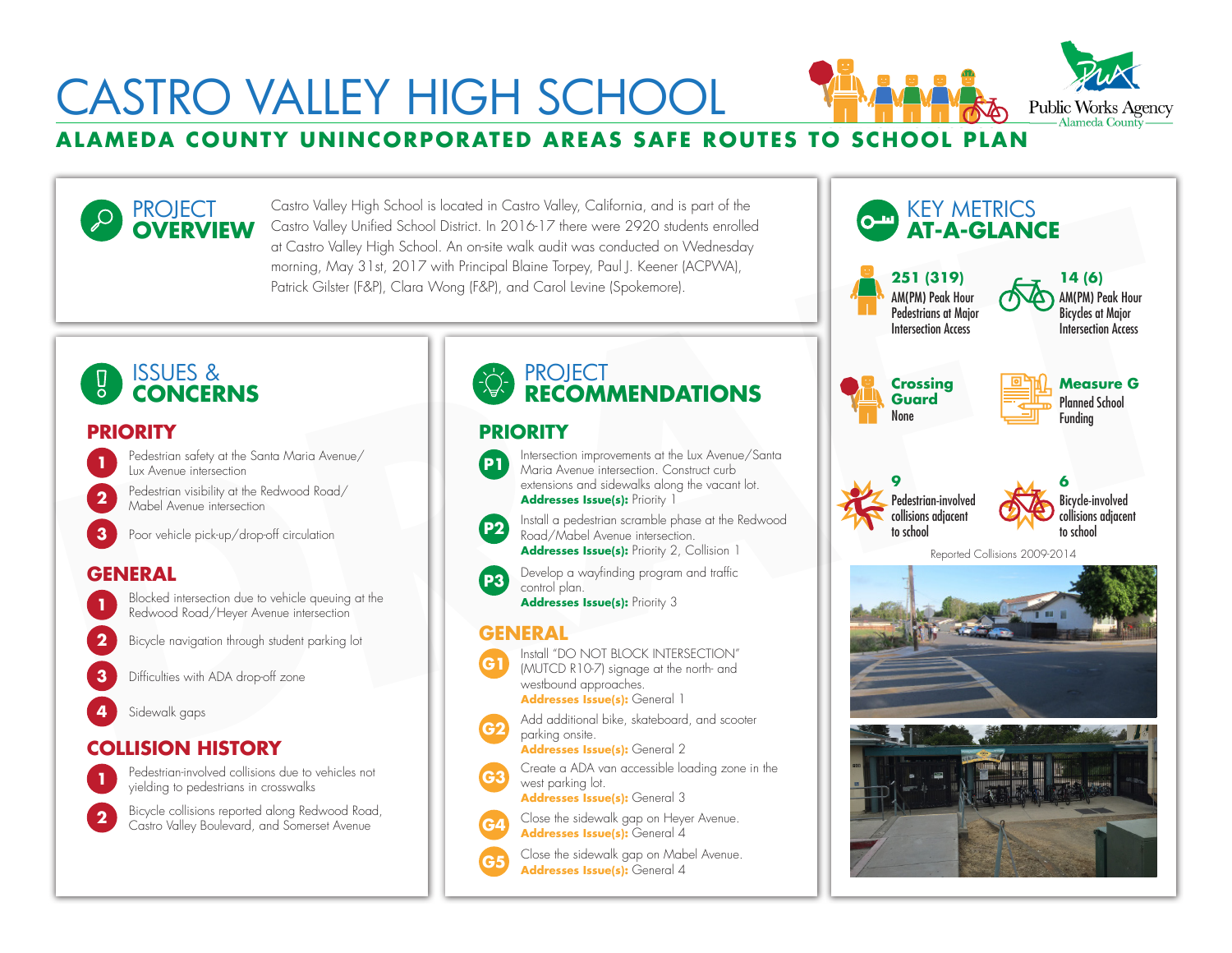# CASTRO VALLEY HIGH SCHOOL

## ALAMEDA COUNTY UNINCORPORATED AREAS SAFE ROUTES TO SCHOOL PLAN

Public Works Agency — Alameda County

## PROJECT OVERVIEW

Castro Valley High School is located in Castro Valley, California, and is part of the Castro Valley Unified School District. In 2016-17 there were 2920 students enrolled at Castro Valley High School. An on-site walk audit was conducted on Wednesday morning, May 31st, 2017 with Principal Blaine Torpey, Paul J. Keener (ACPWA), Patrick Gilster (F&P), Clara Wong (F&P), and Carol Levine (Spokemore).

## ISSUES & CONCERNS

### PRIORITY

1. Pedestrian safety at the Santa Maria Avenue/ Lux Avenue intersection
2. Pedestrian visibility at the Redwood Road/ Mabel Avenue intersection
3. Poor vehicle pick-up/drop-off circulation

### GENERAL

1. Blocked intersection due to vehicle queuing at the Redwood Road/Heyer Avenue intersection
2. Bicycle navigation through student parking lot
3. Difficulties with ADA drop-off zone
4. Sidewalk gaps

### COLLISION HISTORY

1. Pedestrian-involved collisions due to vehicles not yielding to pedestrians in crosswalks
2. Bicycle collisions reported along Redwood Road, Castro Valley Boulevard, and Somerset Avenue

## PROJECT RECOMMENDATIONS

### PRIORITY

**P1** Intersection improvements at the Lux Avenue/Santa Maria Avenue intersection. Construct curb extensions and sidewalks along the vacant lot.
**Addresses Issue(s):** Priority 1

**P2** Install a pedestrian scramble phase at the Redwood Road/Mabel Avenue intersection.
**Addresses Issue(s):** Priority 2, Collision 1

**P3** Develop a wayfinding program and traffic control plan.
**Addresses Issue(s):** Priority 3

### GENERAL

**G1** Install "DO NOT BLOCK INTERSECTION" (MUTCD R10-7) signage at the north- and westbound approaches.
**Addresses Issue(s):** General 1

**G2** Add additional bike, skateboard, and scooter parking onsite.
**Addresses Issue(s):** General 2

**G3** Create a ADA van accessible loading zone in the west parking lot.
**Addresses Issue(s):** General 3

**G4** Close the sidewalk gap on Heyer Avenue.
**Addresses Issue(s):** General 4

**G5** Close the sidewalk gap on Mabel Avenue.
**Addresses Issue(s):** General 4

## KEY METRICS AT-A-GLANCE

**251 (319)** AM(PM) Peak Hour Pedestrians at Major Intersection Access

**14 (6)** AM(PM) Peak Hour Bicycles at Major Intersection Access

**Crossing Guard** None

**Measure G** Planned School Funding

**9** Pedestrian-involved collisions adjacent to school

**6** Bicycle-involved collisions adjacent to school

Reported Collisions 2009-2014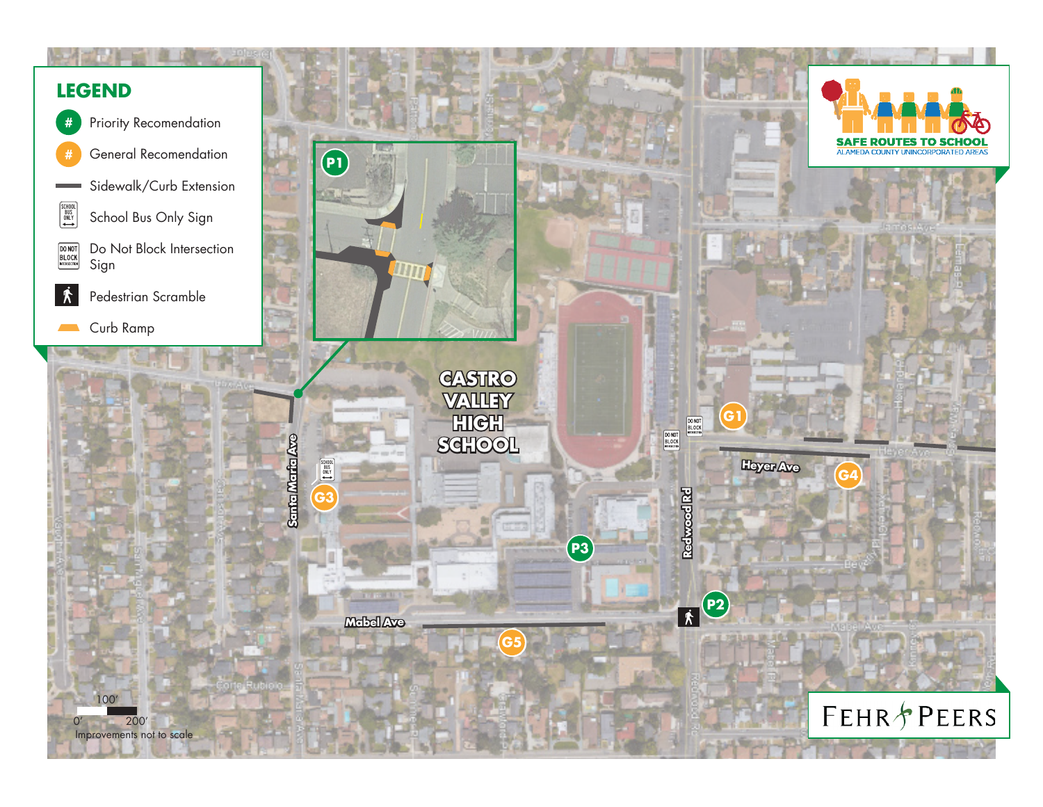## LEGEND

- Priority Recomendation
- General Recomendation
- Sidewalk/Curb Extension
- School Bus Only Sign
- Do Not Block Intersection Sign
- Pedestrian Scramble
- Curb Ramp

P1

CASTRO VALLEY HIGH SCHOOL

G1

G3

G4

G5

P2

P3

Santa Maria Ave

Heyer Ave

Redwood Rd

Mabel Ave

SAFE ROUTES TO SCHOOL
ALAMEDA COUNTY UNINCORPORATED AREAS

100'
0'
200'
Improvements not to scale

FEHR PEERS